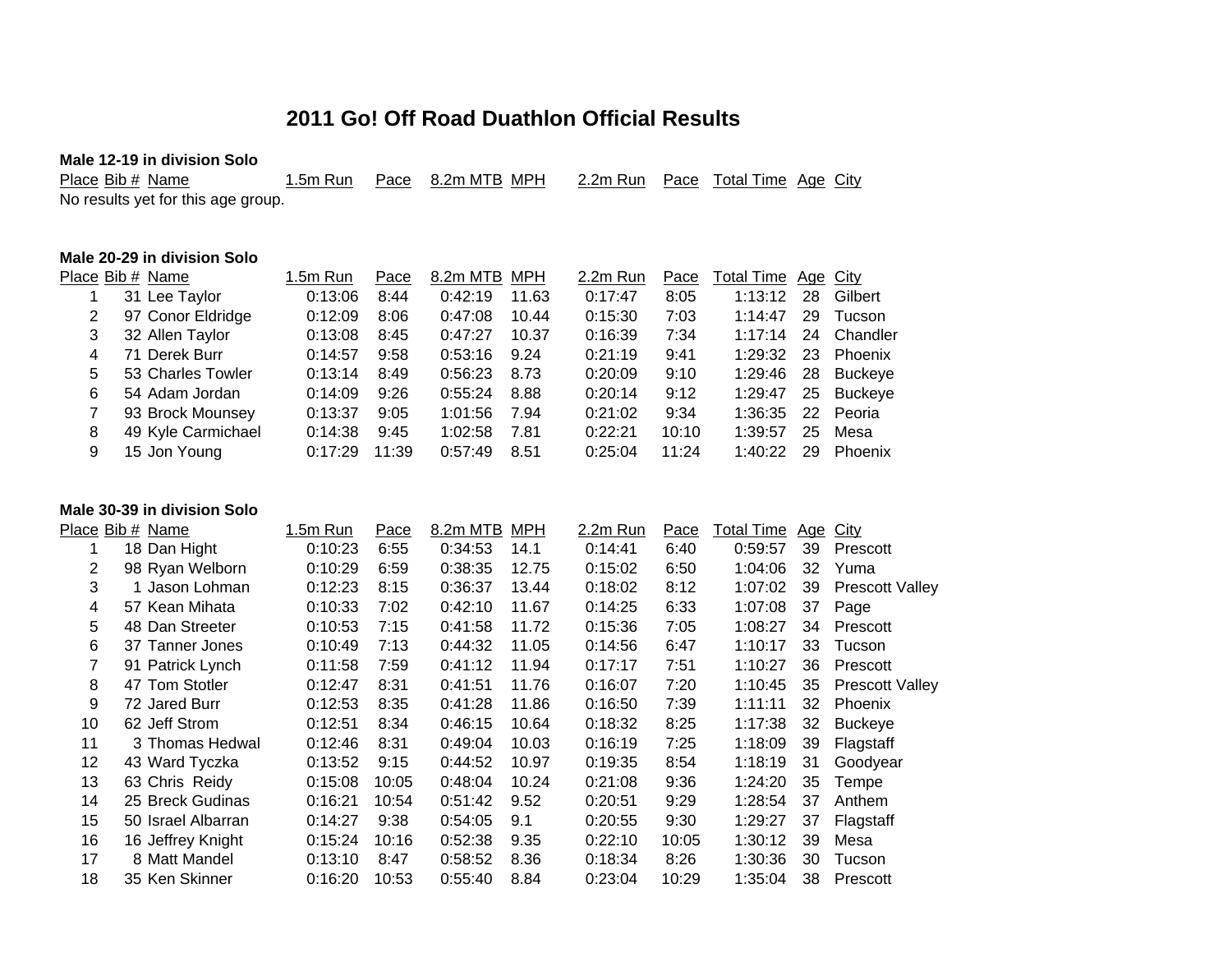# 2011 Go! Off Road Duathlon Official Results

**Male 12-19 in division Solo**

| Place | Bib # | Name | 1.5m Run | Pace | 8.2m MTB | MPH | 2.2m Run | Pace | Total Time | Age | City |
|---|---|---|---|---|---|---|---|---|---|---|---|

No results yet for this age group.

**Male 20-29 in division Solo**

| Place | Bib # | Name | 1.5m Run | Pace | 8.2m MTB | MPH | 2.2m Run | Pace | Total Time | Age | City |
|---|---|---|---|---|---|---|---|---|---|---|---|
| 1 | 31 | Lee Taylor | 0:13:06 | 8:44 | 0:42:19 | 11.63 | 0:17:47 | 8:05 | 1:13:12 | 28 | Gilbert |
| 2 | 97 | Conor Eldridge | 0:12:09 | 8:06 | 0:47:08 | 10.44 | 0:15:30 | 7:03 | 1:14:47 | 29 | Tucson |
| 3 | 32 | Allen Taylor | 0:13:08 | 8:45 | 0:47:27 | 10.37 | 0:16:39 | 7:34 | 1:17:14 | 24 | Chandler |
| 4 | 71 | Derek Burr | 0:14:57 | 9:58 | 0:53:16 | 9.24 | 0:21:19 | 9:41 | 1:29:32 | 23 | Phoenix |
| 5 | 53 | Charles Towler | 0:13:14 | 8:49 | 0:56:23 | 8.73 | 0:20:09 | 9:10 | 1:29:46 | 28 | Buckeye |
| 6 | 54 | Adam Jordan | 0:14:09 | 9:26 | 0:55:24 | 8.88 | 0:20:14 | 9:12 | 1:29:47 | 25 | Buckeye |
| 7 | 93 | Brock Mounsey | 0:13:37 | 9:05 | 1:01:56 | 7.94 | 0:21:02 | 9:34 | 1:36:35 | 22 | Peoria |
| 8 | 49 | Kyle Carmichael | 0:14:38 | 9:45 | 1:02:58 | 7.81 | 0:22:21 | 10:10 | 1:39:57 | 25 | Mesa |
| 9 | 15 | Jon Young | 0:17:29 | 11:39 | 0:57:49 | 8.51 | 0:25:04 | 11:24 | 1:40:22 | 29 | Phoenix |

**Male 30-39 in division Solo**

| Place | Bib # | Name | 1.5m Run | Pace | 8.2m MTB | MPH | 2.2m Run | Pace | Total Time | Age | City |
|---|---|---|---|---|---|---|---|---|---|---|---|
| 1 | 18 | Dan Hight | 0:10:23 | 6:55 | 0:34:53 | 14.1 | 0:14:41 | 6:40 | 0:59:57 | 39 | Prescott |
| 2 | 98 | Ryan Welborn | 0:10:29 | 6:59 | 0:38:35 | 12.75 | 0:15:02 | 6:50 | 1:04:06 | 32 | Yuma |
| 3 | 1 | Jason Lohman | 0:12:23 | 8:15 | 0:36:37 | 13.44 | 0:18:02 | 8:12 | 1:07:02 | 39 | Prescott Valley |
| 4 | 57 | Kean Mihata | 0:10:33 | 7:02 | 0:42:10 | 11.67 | 0:14:25 | 6:33 | 1:07:08 | 37 | Page |
| 5 | 48 | Dan Streeter | 0:10:53 | 7:15 | 0:41:58 | 11.72 | 0:15:36 | 7:05 | 1:08:27 | 34 | Prescott |
| 6 | 37 | Tanner Jones | 0:10:49 | 7:13 | 0:44:32 | 11.05 | 0:14:56 | 6:47 | 1:10:17 | 33 | Tucson |
| 7 | 91 | Patrick Lynch | 0:11:58 | 7:59 | 0:41:12 | 11.94 | 0:17:17 | 7:51 | 1:10:27 | 36 | Prescott |
| 8 | 47 | Tom Stotler | 0:12:47 | 8:31 | 0:41:51 | 11.76 | 0:16:07 | 7:20 | 1:10:45 | 35 | Prescott Valley |
| 9 | 72 | Jared Burr | 0:12:53 | 8:35 | 0:41:28 | 11.86 | 0:16:50 | 7:39 | 1:11:11 | 32 | Phoenix |
| 10 | 62 | Jeff Strom | 0:12:51 | 8:34 | 0:46:15 | 10.64 | 0:18:32 | 8:25 | 1:17:38 | 32 | Buckeye |
| 11 | 3 | Thomas Hedwal | 0:12:46 | 8:31 | 0:49:04 | 10.03 | 0:16:19 | 7:25 | 1:18:09 | 39 | Flagstaff |
| 12 | 43 | Ward Tyczka | 0:13:52 | 9:15 | 0:44:52 | 10.97 | 0:19:35 | 8:54 | 1:18:19 | 31 | Goodyear |
| 13 | 63 | Chris Reidy | 0:15:08 | 10:05 | 0:48:04 | 10.24 | 0:21:08 | 9:36 | 1:24:20 | 35 | Tempe |
| 14 | 25 | Breck Gudinas | 0:16:21 | 10:54 | 0:51:42 | 9.52 | 0:20:51 | 9:29 | 1:28:54 | 37 | Anthem |
| 15 | 50 | Israel Albarran | 0:14:27 | 9:38 | 0:54:05 | 9.1 | 0:20:55 | 9:30 | 1:29:27 | 37 | Flagstaff |
| 16 | 16 | Jeffrey Knight | 0:15:24 | 10:16 | 0:52:38 | 9.35 | 0:22:10 | 10:05 | 1:30:12 | 39 | Mesa |
| 17 | 8 | Matt Mandel | 0:13:10 | 8:47 | 0:58:52 | 8.36 | 0:18:34 | 8:26 | 1:30:36 | 30 | Tucson |
| 18 | 35 | Ken Skinner | 0:16:20 | 10:53 | 0:55:40 | 8.84 | 0:23:04 | 10:29 | 1:35:04 | 38 | Prescott |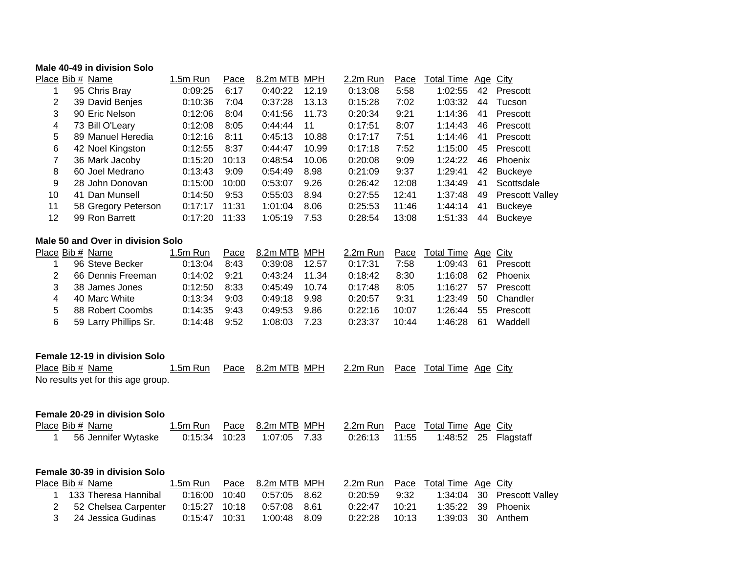**Male 40-49 in division Solo**

| Place | Bib # | Name | 1.5m Run | Pace | 8.2m MTB | MPH | 2.2m Run | Pace | Total Time | Age | City |
|---|---|---|---|---|---|---|---|---|---|---|---|
| 1 | 95 | Chris Bray | 0:09:25 | 6:17 | 0:40:22 | 12.19 | 0:13:08 | 5:58 | 1:02:55 | 42 | Prescott |
| 2 | 39 | David Benjes | 0:10:36 | 7:04 | 0:37:28 | 13.13 | 0:15:28 | 7:02 | 1:03:32 | 44 | Tucson |
| 3 | 90 | Eric Nelson | 0:12:06 | 8:04 | 0:41:56 | 11.73 | 0:20:34 | 9:21 | 1:14:36 | 41 | Prescott |
| 4 | 73 | Bill O'Leary | 0:12:08 | 8:05 | 0:44:44 | 11 | 0:17:51 | 8:07 | 1:14:43 | 46 | Prescott |
| 5 | 89 | Manuel Heredia | 0:12:16 | 8:11 | 0:45:13 | 10.88 | 0:17:17 | 7:51 | 1:14:46 | 41 | Prescott |
| 6 | 42 | Noel Kingston | 0:12:55 | 8:37 | 0:44:47 | 10.99 | 0:17:18 | 7:52 | 1:15:00 | 45 | Prescott |
| 7 | 36 | Mark Jacoby | 0:15:20 | 10:13 | 0:48:54 | 10.06 | 0:20:08 | 9:09 | 1:24:22 | 46 | Phoenix |
| 8 | 60 | Joel Medrano | 0:13:43 | 9:09 | 0:54:49 | 8.98 | 0:21:09 | 9:37 | 1:29:41 | 42 | Buckeye |
| 9 | 28 | John Donovan | 0:15:00 | 10:00 | 0:53:07 | 9.26 | 0:26:42 | 12:08 | 1:34:49 | 41 | Scottsdale |
| 10 | 41 | Dan Munsell | 0:14:50 | 9:53 | 0:55:03 | 8.94 | 0:27:55 | 12:41 | 1:37:48 | 49 | Prescott Valley |
| 11 | 58 | Gregory Peterson | 0:17:17 | 11:31 | 1:01:04 | 8.06 | 0:25:53 | 11:46 | 1:44:14 | 41 | Buckeye |
| 12 | 99 | Ron Barrett | 0:17:20 | 11:33 | 1:05:19 | 7.53 | 0:28:54 | 13:08 | 1:51:33 | 44 | Buckeye |

**Male 50 and Over in division Solo**

| Place | Bib # | Name | 1.5m Run | Pace | 8.2m MTB | MPH | 2.2m Run | Pace | Total Time | Age | City |
|---|---|---|---|---|---|---|---|---|---|---|---|
| 1 | 96 | Steve Becker | 0:13:04 | 8:43 | 0:39:08 | 12.57 | 0:17:31 | 7:58 | 1:09:43 | 61 | Prescott |
| 2 | 66 | Dennis Freeman | 0:14:02 | 9:21 | 0:43:24 | 11.34 | 0:18:42 | 8:30 | 1:16:08 | 62 | Phoenix |
| 3 | 38 | James Jones | 0:12:50 | 8:33 | 0:45:49 | 10.74 | 0:17:48 | 8:05 | 1:16:27 | 57 | Prescott |
| 4 | 40 | Marc White | 0:13:34 | 9:03 | 0:49:18 | 9.98 | 0:20:57 | 9:31 | 1:23:49 | 50 | Chandler |
| 5 | 88 | Robert Coombs | 0:14:35 | 9:43 | 0:49:53 | 9.86 | 0:22:16 | 10:07 | 1:26:44 | 55 | Prescott |
| 6 | 59 | Larry Phillips Sr. | 0:14:48 | 9:52 | 1:08:03 | 7.23 | 0:23:37 | 10:44 | 1:46:28 | 61 | Waddell |

**Female 12-19 in division Solo**

| Place | Bib # | Name | 1.5m Run | Pace | 8.2m MTB | MPH | 2.2m Run | Pace | Total Time | Age | City |
|---|---|---|---|---|---|---|---|---|---|---|---|

No results yet for this age group.

**Female 20-29 in division Solo**

| Place | Bib # | Name | 1.5m Run | Pace | 8.2m MTB | MPH | 2.2m Run | Pace | Total Time | Age | City |
|---|---|---|---|---|---|---|---|---|---|---|---|
| 1 | 56 | Jennifer Wytaske | 0:15:34 | 10:23 | 1:07:05 | 7.33 | 0:26:13 | 11:55 | 1:48:52 | 25 | Flagstaff |

**Female 30-39 in division Solo**

| Place | Bib # | Name | 1.5m Run | Pace | 8.2m MTB | MPH | 2.2m Run | Pace | Total Time | Age | City |
|---|---|---|---|---|---|---|---|---|---|---|---|
| 1 | 133 | Theresa Hannibal | 0:16:00 | 10:40 | 0:57:05 | 8.62 | 0:20:59 | 9:32 | 1:34:04 | 30 | Prescott Valley |
| 2 | 52 | Chelsea Carpenter | 0:15:27 | 10:18 | 0:57:08 | 8.61 | 0:22:47 | 10:21 | 1:35:22 | 39 | Phoenix |
| 3 | 24 | Jessica Gudinas | 0:15:47 | 10:31 | 1:00:48 | 8.09 | 0:22:28 | 10:13 | 1:39:03 | 30 | Anthem |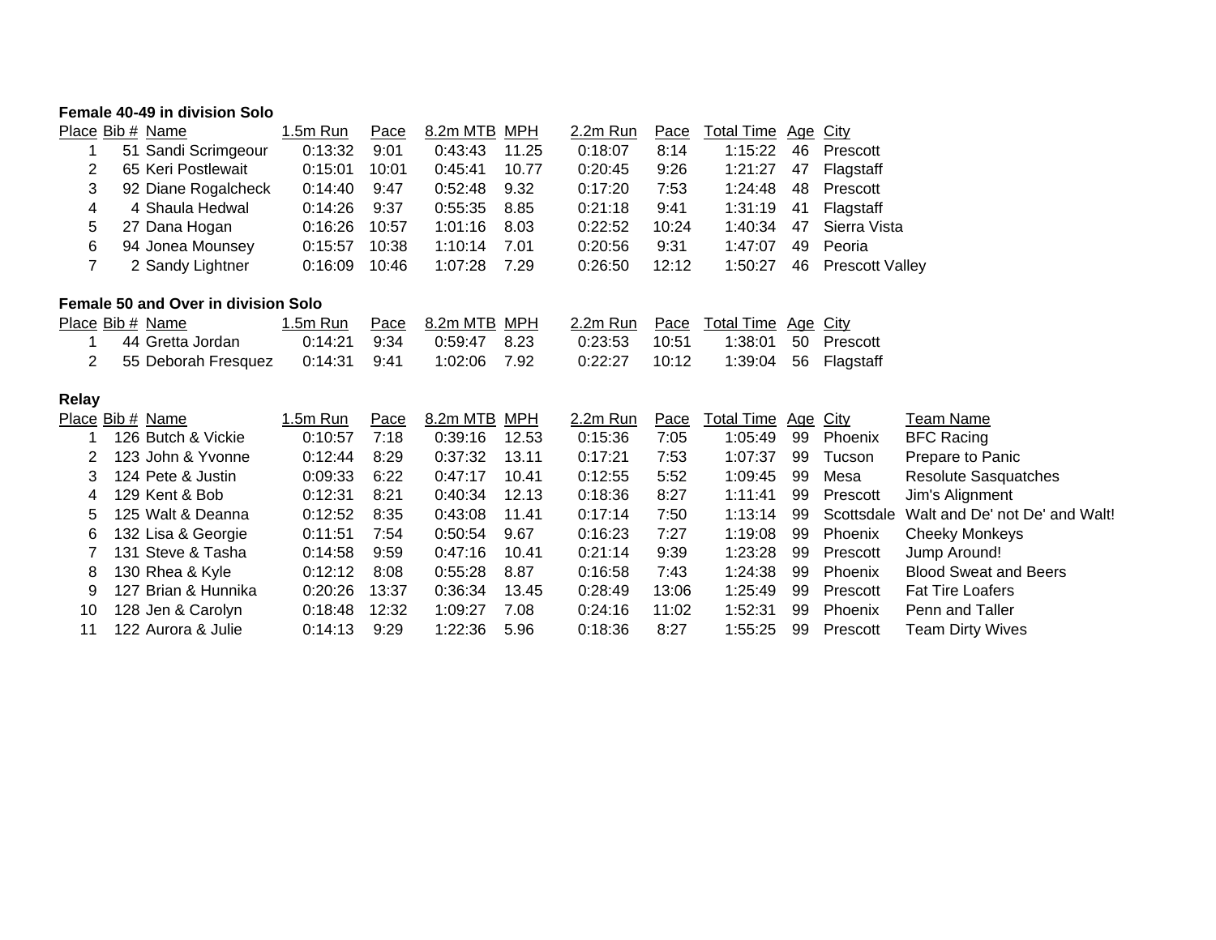**Female 40-49 in division Solo**

| Place | Bib # | Name | 1.5m Run | Pace | 8.2m MTB | MPH | 2.2m Run | Pace | Total Time | Age | City |
|---|---|---|---|---|---|---|---|---|---|---|---|
| 1 | 51 | Sandi Scrimgeour | 0:13:32 | 9:01 | 0:43:43 | 11.25 | 0:18:07 | 8:14 | 1:15:22 | 46 | Prescott |
| 2 | 65 | Keri Postlewait | 0:15:01 | 10:01 | 0:45:41 | 10.77 | 0:20:45 | 9:26 | 1:21:27 | 47 | Flagstaff |
| 3 | 92 | Diane Rogalcheck | 0:14:40 | 9:47 | 0:52:48 | 9.32 | 0:17:20 | 7:53 | 1:24:48 | 48 | Prescott |
| 4 | 4 | Shaula Hedwal | 0:14:26 | 9:37 | 0:55:35 | 8.85 | 0:21:18 | 9:41 | 1:31:19 | 41 | Flagstaff |
| 5 | 27 | Dana Hogan | 0:16:26 | 10:57 | 1:01:16 | 8.03 | 0:22:52 | 10:24 | 1:40:34 | 47 | Sierra Vista |
| 6 | 94 | Jonea Mounsey | 0:15:57 | 10:38 | 1:10:14 | 7.01 | 0:20:56 | 9:31 | 1:47:07 | 49 | Peoria |
| 7 | 2 | Sandy Lightner | 0:16:09 | 10:46 | 1:07:28 | 7.29 | 0:26:50 | 12:12 | 1:50:27 | 46 | Prescott Valley |

**Female 50 and Over in division Solo**

| Place | Bib # | Name | 1.5m Run | Pace | 8.2m MTB | MPH | 2.2m Run | Pace | Total Time | Age | City |
|---|---|---|---|---|---|---|---|---|---|---|---|
| 1 | 44 | Gretta Jordan | 0:14:21 | 9:34 | 0:59:47 | 8.23 | 0:23:53 | 10:51 | 1:38:01 | 50 | Prescott |
| 2 | 55 | Deborah Fresquez | 0:14:31 | 9:41 | 1:02:06 | 7.92 | 0:22:27 | 10:12 | 1:39:04 | 56 | Flagstaff |

**Relay**

| Place | Bib # | Name | 1.5m Run | Pace | 8.2m MTB | MPH | 2.2m Run | Pace | Total Time | Age | City | Team Name |
|---|---|---|---|---|---|---|---|---|---|---|---|---|
| 1 | 126 | Butch & Vickie | 0:10:57 | 7:18 | 0:39:16 | 12.53 | 0:15:36 | 7:05 | 1:05:49 | 99 | Phoenix | BFC Racing |
| 2 | 123 | John & Yvonne | 0:12:44 | 8:29 | 0:37:32 | 13.11 | 0:17:21 | 7:53 | 1:07:37 | 99 | Tucson | Prepare to Panic |
| 3 | 124 | Pete & Justin | 0:09:33 | 6:22 | 0:47:17 | 10.41 | 0:12:55 | 5:52 | 1:09:45 | 99 | Mesa | Resolute Sasquatches |
| 4 | 129 | Kent & Bob | 0:12:31 | 8:21 | 0:40:34 | 12.13 | 0:18:36 | 8:27 | 1:11:41 | 99 | Prescott | Jim's Alignment |
| 5 | 125 | Walt & Deanna | 0:12:52 | 8:35 | 0:43:08 | 11.41 | 0:17:14 | 7:50 | 1:13:14 | 99 | Scottsdale | Walt and De' not De' and Walt! |
| 6 | 132 | Lisa & Georgie | 0:11:51 | 7:54 | 0:50:54 | 9.67 | 0:16:23 | 7:27 | 1:19:08 | 99 | Phoenix | Cheeky Monkeys |
| 7 | 131 | Steve & Tasha | 0:14:58 | 9:59 | 0:47:16 | 10.41 | 0:21:14 | 9:39 | 1:23:28 | 99 | Prescott | Jump Around! |
| 8 | 130 | Rhea & Kyle | 0:12:12 | 8:08 | 0:55:28 | 8.87 | 0:16:58 | 7:43 | 1:24:38 | 99 | Phoenix | Blood Sweat and Beers |
| 9 | 127 | Brian & Hunnika | 0:20:26 | 13:37 | 0:36:34 | 13.45 | 0:28:49 | 13:06 | 1:25:49 | 99 | Prescott | Fat Tire Loafers |
| 10 | 128 | Jen & Carolyn | 0:18:48 | 12:32 | 1:09:27 | 7.08 | 0:24:16 | 11:02 | 1:52:31 | 99 | Phoenix | Penn and Taller |
| 11 | 122 | Aurora & Julie | 0:14:13 | 9:29 | 1:22:36 | 5.96 | 0:18:36 | 8:27 | 1:55:25 | 99 | Prescott | Team Dirty Wives |